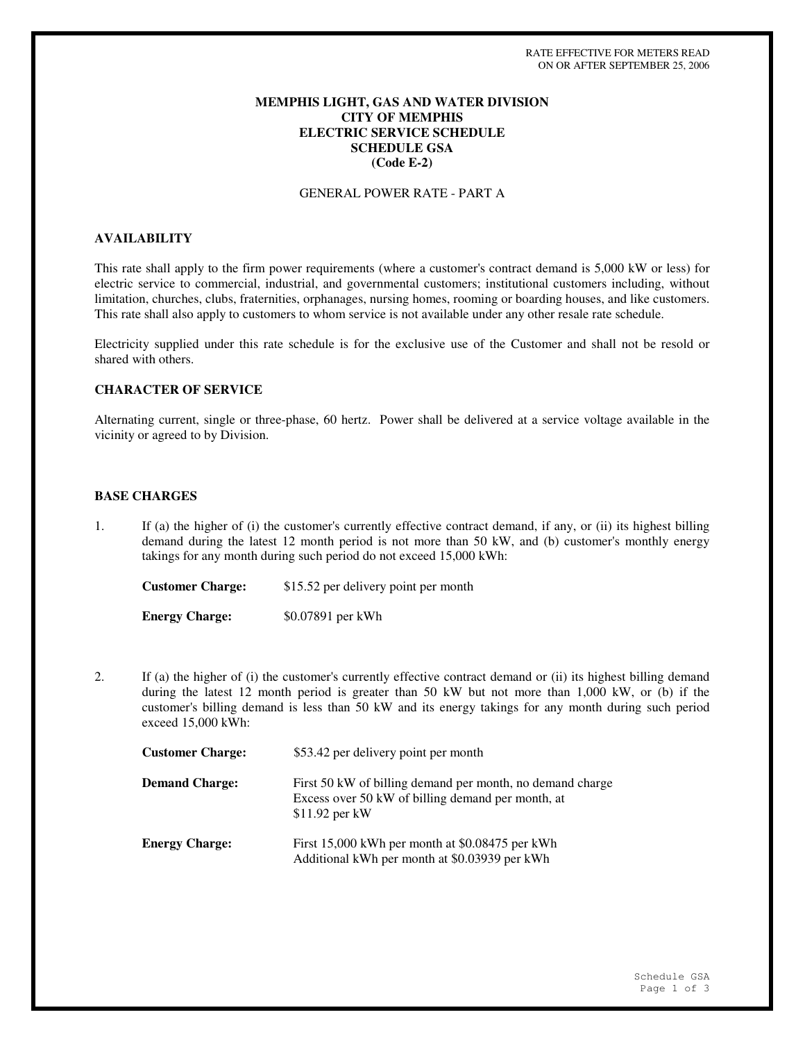RATE EFFECTIVE FOR METERS READ
ON OR AFTER SEPTEMBER 25, 2006

# MEMPHIS LIGHT, GAS AND WATER DIVISION
# CITY OF MEMPHIS
# ELECTRIC SERVICE SCHEDULE
# SCHEDULE GSA
# (Code E-2)

GENERAL POWER RATE - PART A

## AVAILABILITY

This rate shall apply to the firm power requirements (where a customer's contract demand is 5,000 kW or less) for electric service to commercial, industrial, and governmental customers; institutional customers including, without limitation, churches, clubs, fraternities, orphanages, nursing homes, rooming or boarding houses, and like customers. This rate shall also apply to customers to whom service is not available under any other resale rate schedule.

Electricity supplied under this rate schedule is for the exclusive use of the Customer and shall not be resold or shared with others.

## CHARACTER OF SERVICE

Alternating current, single or three-phase, 60 hertz. Power shall be delivered at a service voltage available in the vicinity or agreed to by Division.

## BASE CHARGES

1. If (a) the higher of (i) the customer's currently effective contract demand, if any, or (ii) its highest billing demand during the latest 12 month period is not more than 50 kW, and (b) customer's monthly energy takings for any month during such period do not exceed 15,000 kWh:

   **Customer Charge:** $15.52 per delivery point per month

   **Energy Charge:** $0.07891 per kWh

2. If (a) the higher of (i) the customer's currently effective contract demand or (ii) its highest billing demand during the latest 12 month period is greater than 50 kW but not more than 1,000 kW, or (b) if the customer's billing demand is less than 50 kW and its energy takings for any month during such period exceed 15,000 kWh:

   **Customer Charge:** $53.42 per delivery point per month

   **Demand Charge:** First 50 kW of billing demand per month, no demand charge
   Excess over 50 kW of billing demand per month, at $11.92 per kW

   **Energy Charge:** First 15,000 kWh per month at $0.08475 per kWh
   Additional kWh per month at $0.03939 per kWh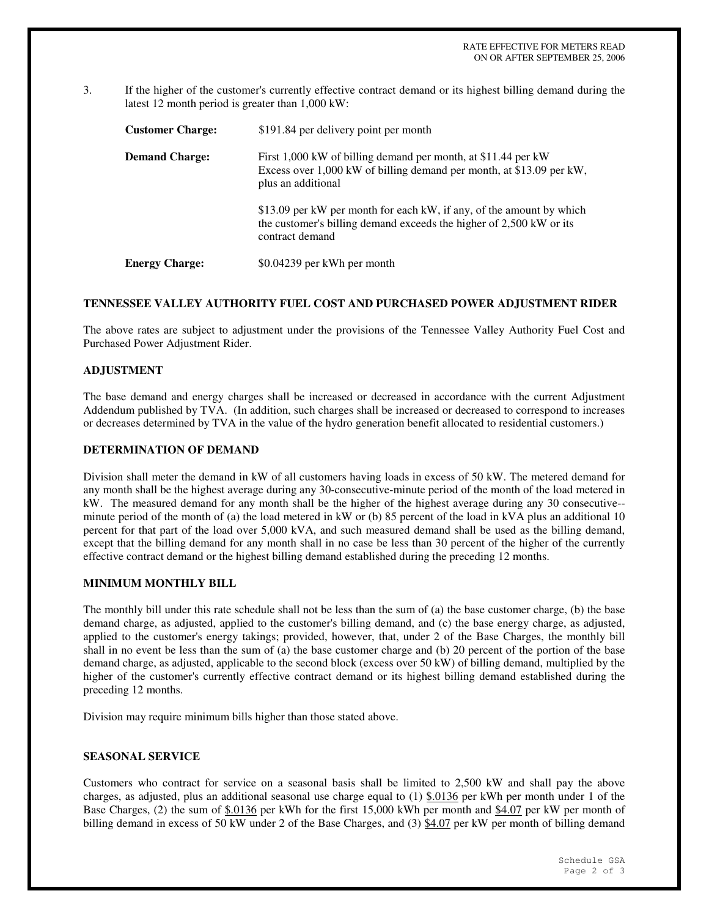RATE EFFECTIVE FOR METERS READ ON OR AFTER SEPTEMBER 25, 2006

3. If the higher of the customer's currently effective contract demand or its highest billing demand during the latest 12 month period is greater than 1,000 kW:

| | |
|---|---|
| **Customer Charge:** | $191.84 per delivery point per month |
| **Demand Charge:** | First 1,000 kW of billing demand per month, at $11.44 per kW<br>Excess over 1,000 kW of billing demand per month, at $13.09 per kW, plus an additional<br><br>$13.09 per kW per month for each kW, if any, of the amount by which the customer's billing demand exceeds the higher of 2,500 kW or its contract demand |
| **Energy Charge:** | $0.04239 per kWh per month |

**TENNESSEE VALLEY AUTHORITY FUEL COST AND PURCHASED POWER ADJUSTMENT RIDER**

The above rates are subject to adjustment under the provisions of the Tennessee Valley Authority Fuel Cost and Purchased Power Adjustment Rider.

**ADJUSTMENT**

The base demand and energy charges shall be increased or decreased in accordance with the current Adjustment Addendum published by TVA. (In addition, such charges shall be increased or decreased to correspond to increases or decreases determined by TVA in the value of the hydro generation benefit allocated to residential customers.)

**DETERMINATION OF DEMAND**

Division shall meter the demand in kW of all customers having loads in excess of 50 kW. The metered demand for any month shall be the highest average during any 30-consecutive-minute period of the month of the load metered in kW. The measured demand for any month shall be the higher of the highest average during any 30 consecutive--minute period of the month of (a) the load metered in kW or (b) 85 percent of the load in kVA plus an additional 10 percent for that part of the load over 5,000 kVA, and such measured demand shall be used as the billing demand, except that the billing demand for any month shall in no case be less than 30 percent of the higher of the currently effective contract demand or the highest billing demand established during the preceding 12 months.

**MINIMUM MONTHLY BILL**

The monthly bill under this rate schedule shall not be less than the sum of (a) the base customer charge, (b) the base demand charge, as adjusted, applied to the customer's billing demand, and (c) the base energy charge, as adjusted, applied to the customer's energy takings; provided, however, that, under 2 of the Base Charges, the monthly bill shall in no event be less than the sum of (a) the base customer charge and (b) 20 percent of the portion of the base demand charge, as adjusted, applicable to the second block (excess over 50 kW) of billing demand, multiplied by the higher of the customer's currently effective contract demand or its highest billing demand established during the preceding 12 months.

Division may require minimum bills higher than those stated above.

**SEASONAL SERVICE**

Customers who contract for service on a seasonal basis shall be limited to 2,500 kW and shall pay the above charges, as adjusted, plus an additional seasonal use charge equal to (1) $.0136 per kWh per month under 1 of the Base Charges, (2) the sum of $.0136 per kWh for the first 15,000 kWh per month and $4.07 per kW per month of billing demand in excess of 50 kW under 2 of the Base Charges, and (3) $4.07 per kW per month of billing demand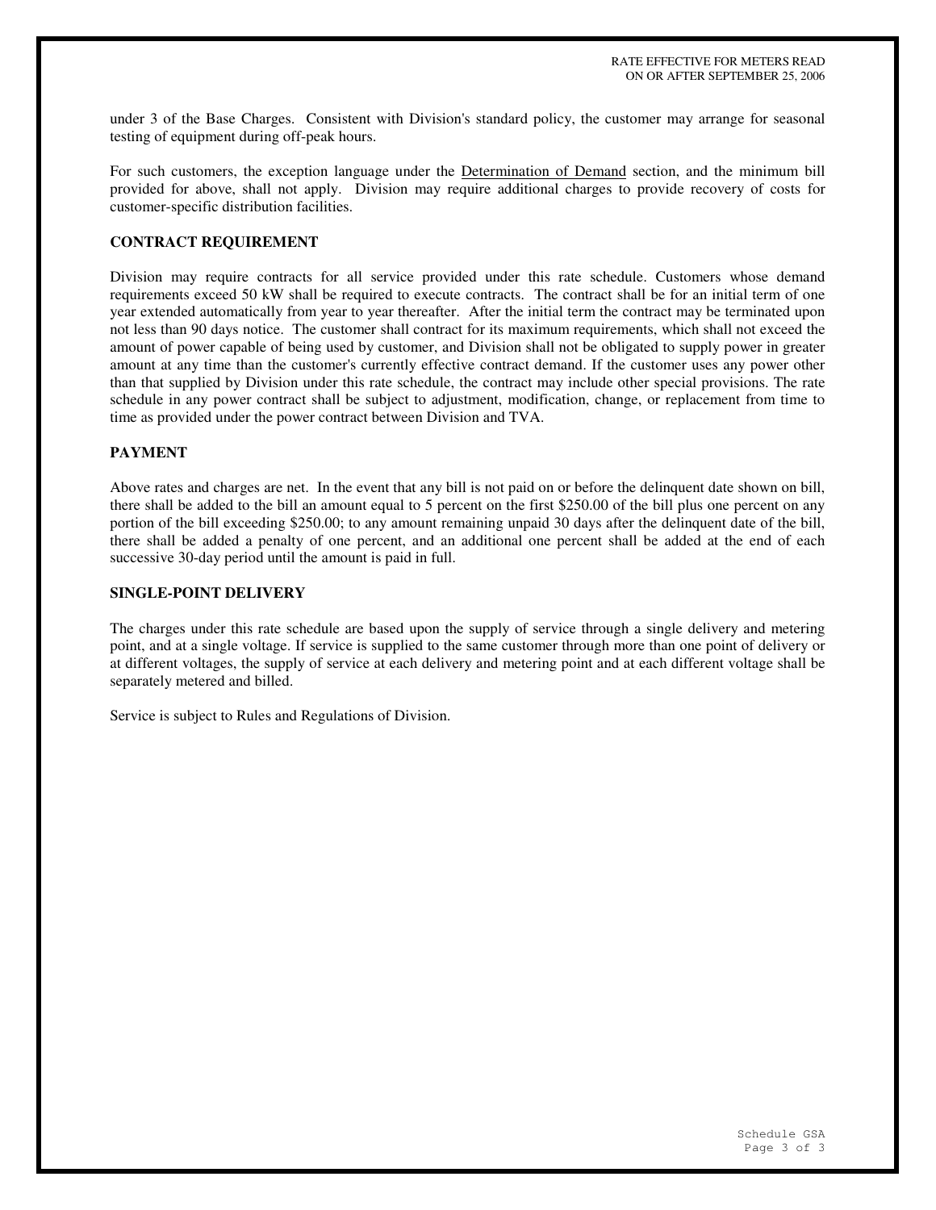under 3 of the Base Charges. Consistent with Division's standard policy, the customer may arrange for seasonal testing of equipment during off-peak hours.

For such customers, the exception language under the Determination of Demand section, and the minimum bill provided for above, shall not apply. Division may require additional charges to provide recovery of costs for customer-specific distribution facilities.

**CONTRACT REQUIREMENT**

Division may require contracts for all service provided under this rate schedule. Customers whose demand requirements exceed 50 kW shall be required to execute contracts. The contract shall be for an initial term of one year extended automatically from year to year thereafter. After the initial term the contract may be terminated upon not less than 90 days notice. The customer shall contract for its maximum requirements, which shall not exceed the amount of power capable of being used by customer, and Division shall not be obligated to supply power in greater amount at any time than the customer's currently effective contract demand. If the customer uses any power other than that supplied by Division under this rate schedule, the contract may include other special provisions. The rate schedule in any power contract shall be subject to adjustment, modification, change, or replacement from time to time as provided under the power contract between Division and TVA.

**PAYMENT**

Above rates and charges are net. In the event that any bill is not paid on or before the delinquent date shown on bill, there shall be added to the bill an amount equal to 5 percent on the first $250.00 of the bill plus one percent on any portion of the bill exceeding $250.00; to any amount remaining unpaid 30 days after the delinquent date of the bill, there shall be added a penalty of one percent, and an additional one percent shall be added at the end of each successive 30-day period until the amount is paid in full.

**SINGLE-POINT DELIVERY**

The charges under this rate schedule are based upon the supply of service through a single delivery and metering point, and at a single voltage. If service is supplied to the same customer through more than one point of delivery or at different voltages, the supply of service at each delivery and metering point and at each different voltage shall be separately metered and billed.

Service is subject to Rules and Regulations of Division.